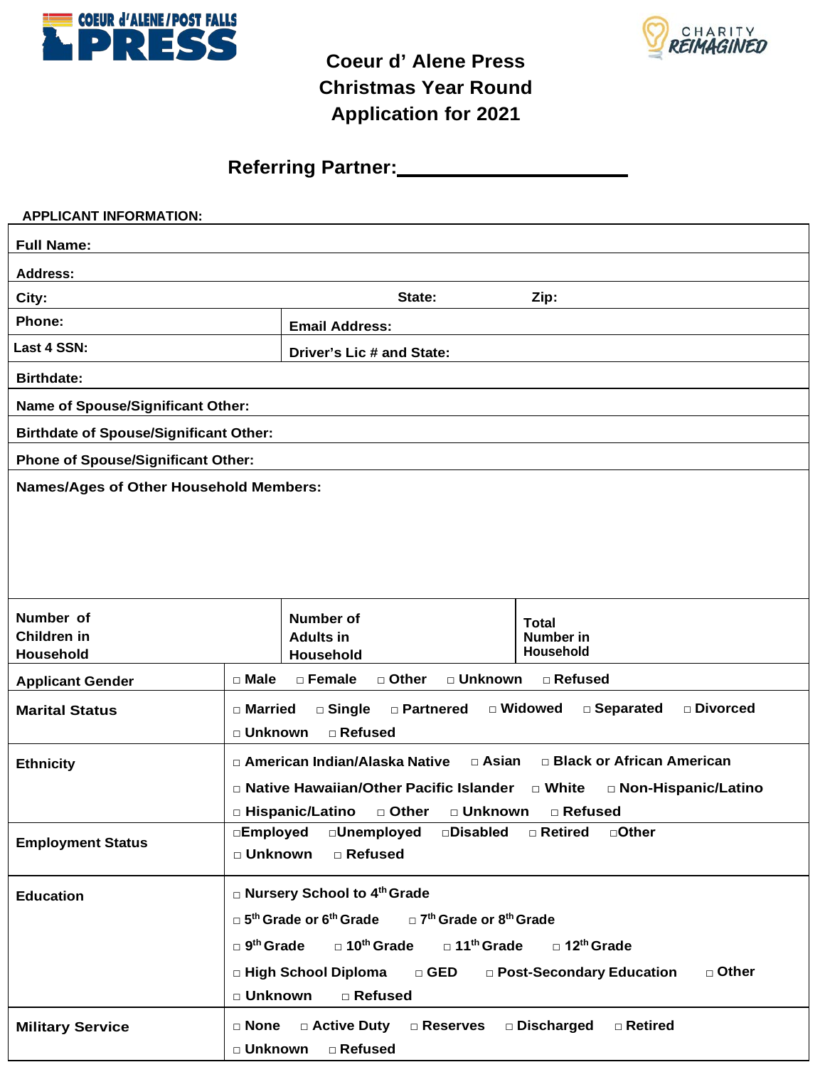# Coeur d' Alene Press Christmas Year Round Application for 2021

## Referring Partner: ____________________

**APPLICANT INFORMATION:**

| | | |
|---|---|---|
| **Full Name:** | | |
| **Address:** | | |
| **City:** | **State:** | **Zip:** |
| **Phone:** | **Email Address:** | |
| **Last 4 SSN:** | **Driver's Lic # and State:** | |
| **Birthdate:** | | |
| **Name of Spouse/Significant Other:** | | |
| **Birthdate of Spouse/Significant Other:** | | |
| **Phone of Spouse/Significant Other:** | | |
| **Names/Ages of Other Household Members:** | | |
| **Number of Children in Household** | **Number of Adults in Household** | **Total Number in Household** |

| | |
|---|---|
| **Applicant Gender** | □ Male □ Female □ Other □ Unknown □ Refused |
| **Marital Status** | □ Married □ Single □ Partnered □ Widowed □ Separated □ Divorced □ Unknown □ Refused |
| **Ethnicity** | □ American Indian/Alaska Native □ Asian □ Black or African American □ Native Hawaiian/Other Pacific Islander □ White □ Non-Hispanic/Latino □ Hispanic/Latino □ Other □ Unknown □ Refused |
| **Employment Status** | □Employed □Unemployed □Disabled □ Retired □Other □ Unknown □ Refused |
| **Education** | □ Nursery School to 4th Grade □ 5th Grade or 6th Grade □ 7th Grade or 8th Grade □ 9th Grade □ 10th Grade □ 11th Grade □ 12th Grade □ High School Diploma □ GED □ Post-Secondary Education □ Other □ Unknown □ Refused |
| **Military Service** | □ None □ Active Duty □ Reserves □ Discharged □ Retired □ Unknown □ Refused |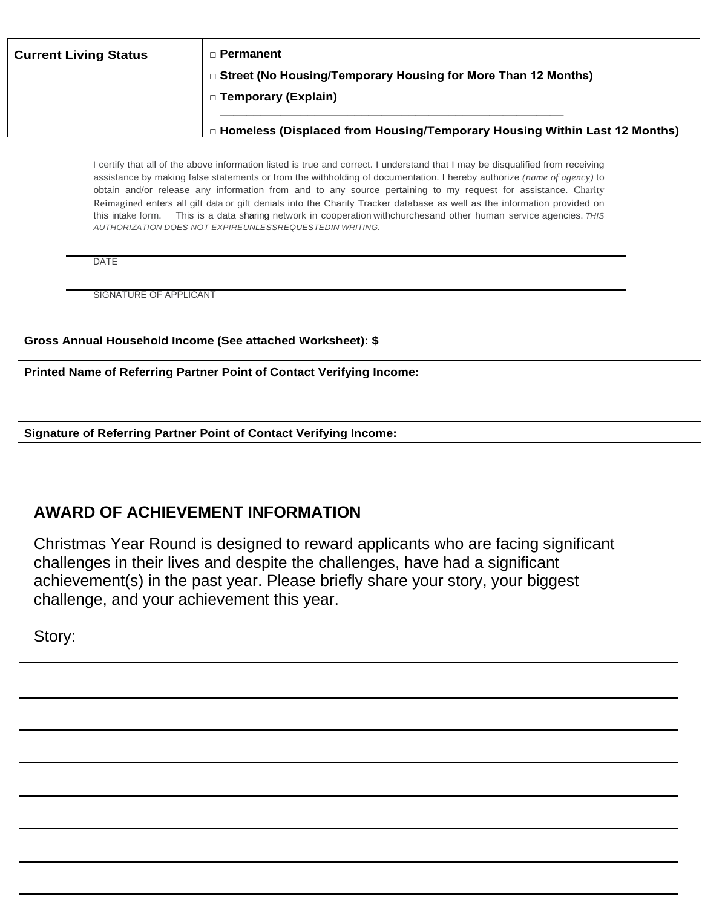| Current Living Status | □ Permanent<br>□ Street (No Housing/Temporary Housing for More Than 12 Months)<br>□ Temporary (Explain) ________________________________________________<br>□ Homeless (Displaced from Housing/Temporary Housing Within Last 12 Months) |
|---|---|

I certify that all of the above information listed is true and correct. I understand that I may be disqualified from receiving assistance by making false statements or from the withholding of documentation. I hereby authorize *(name of agency)* to obtain and/or release any information from and to any source pertaining to my request for assistance. Charity Reimagined enters all gift data or gift denials into the Charity Tracker database as well as the information provided on this intake form. This is a data sharing network in cooperation with churches and other human service agencies. *THIS AUTHORIZATION DOES NOT EXPIRE UNLESS REQUESTED IN WRITING.*

______________________________________________
DATE

______________________________________________
SIGNATURE OF APPLICANT

| **Gross Annual Household Income (See attached Worksheet): $** |
|---|
| **Printed Name of Referring Partner Point of Contact Verifying Income:** |
| |
| **Signature of Referring Partner Point of Contact Verifying Income:** |
| |

## AWARD OF ACHIEVEMENT INFORMATION

Christmas Year Round is designed to reward applicants who are facing significant challenges in their lives and despite the challenges, have had a significant achievement(s) in the past year. Please briefly share your story, your biggest challenge, and your achievement this year.

Story:

______________________________________________

______________________________________________

______________________________________________

______________________________________________

______________________________________________

______________________________________________

______________________________________________

______________________________________________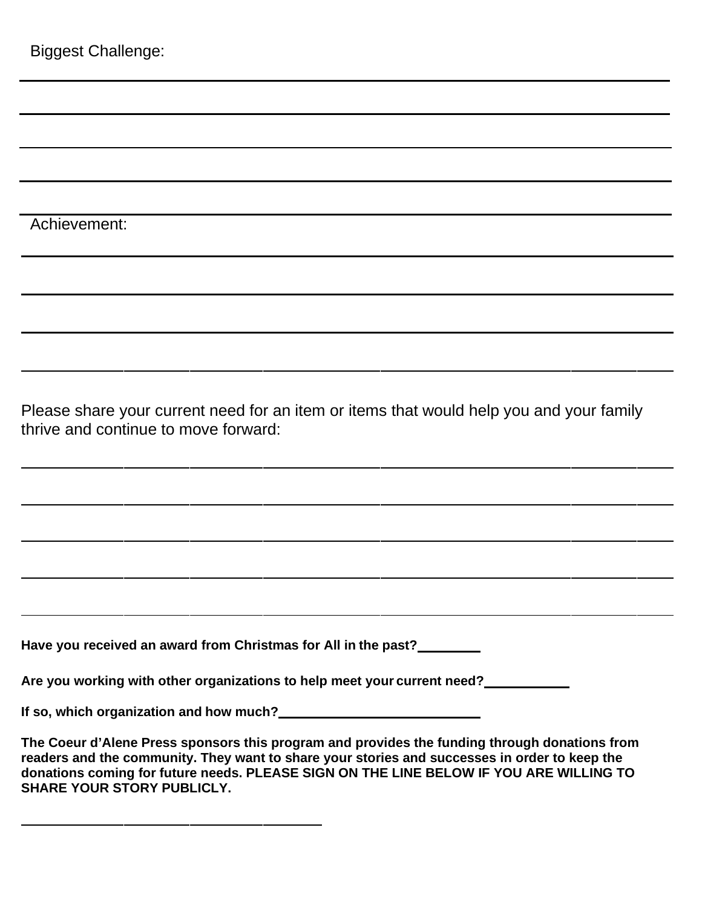Biggest Challenge:

\_\_\_\_\_\_\_\_\_\_\_\_\_\_\_\_\_\_\_\_\_\_\_\_\_\_\_\_\_\_\_\_\_\_\_\_\_\_\_\_\_\_\_\_\_\_\_\_\_\_\_\_\_\_\_\_\_\_\_\_\_\_\_\_\_\_\_\_\_\_\_\_\_\_\_\_\_\_

\_\_\_\_\_\_\_\_\_\_\_\_\_\_\_\_\_\_\_\_\_\_\_\_\_\_\_\_\_\_\_\_\_\_\_\_\_\_\_\_\_\_\_\_\_\_\_\_\_\_\_\_\_\_\_\_\_\_\_\_\_\_\_\_\_\_\_\_\_\_\_\_\_\_\_\_\_\_

\_\_\_\_\_\_\_\_\_\_\_\_\_\_\_\_\_\_\_\_\_\_\_\_\_\_\_\_\_\_\_\_\_\_\_\_\_\_\_\_\_\_\_\_\_\_\_\_\_\_\_\_\_\_\_\_\_\_\_\_\_\_\_\_\_\_\_\_\_\_\_\_\_\_\_\_\_\_

\_\_\_\_\_\_\_\_\_\_\_\_\_\_\_\_\_\_\_\_\_\_\_\_\_\_\_\_\_\_\_\_\_\_\_\_\_\_\_\_\_\_\_\_\_\_\_\_\_\_\_\_\_\_\_\_\_\_\_\_\_\_\_\_\_\_\_\_\_\_\_\_\_\_\_\_\_\_

\_\_\_\_\_\_\_\_\_\_\_\_\_\_\_\_\_\_\_\_\_\_\_\_\_\_\_\_\_\_\_\_\_\_\_\_\_\_\_\_\_\_\_\_\_\_\_\_\_\_\_\_\_\_\_\_\_\_\_\_\_\_\_\_\_\_\_\_\_\_\_\_\_\_\_\_\_\_

Achievement:

\_\_\_\_\_\_\_\_\_\_\_\_\_\_\_\_\_\_\_\_\_\_\_\_\_\_\_\_\_\_\_\_\_\_\_\_\_\_\_\_\_\_\_\_\_\_\_\_\_\_\_\_\_\_\_\_\_\_\_\_\_\_\_\_\_\_\_\_\_\_\_\_\_\_\_\_\_\_

\_\_\_\_\_\_\_\_\_\_\_\_\_\_\_\_\_\_\_\_\_\_\_\_\_\_\_\_\_\_\_\_\_\_\_\_\_\_\_\_\_\_\_\_\_\_\_\_\_\_\_\_\_\_\_\_\_\_\_\_\_\_\_\_\_\_\_\_\_\_\_\_\_\_\_\_\_\_

\_\_\_\_\_\_\_\_\_\_\_\_\_\_\_\_\_\_\_\_\_\_\_\_\_\_\_\_\_\_\_\_\_\_\_\_\_\_\_\_\_\_\_\_\_\_\_\_\_\_\_\_\_\_\_\_\_\_\_\_\_\_\_\_\_\_\_\_\_\_\_\_\_\_\_\_\_\_

\_\_\_\_\_\_\_\_\_\_\_\_\_\_\_\_\_\_\_\_\_\_\_\_\_\_\_\_\_\_\_\_\_\_\_\_\_\_\_\_\_\_\_\_\_\_\_\_\_\_\_\_\_\_\_\_\_\_\_\_\_\_\_\_\_\_\_\_\_\_\_\_\_\_\_\_\_\_

Please share your current need for an item or items that would help you and your family thrive and continue to move forward:

\_\_\_\_\_\_\_\_\_\_\_\_\_\_\_\_\_\_\_\_\_\_\_\_\_\_\_\_\_\_\_\_\_\_\_\_\_\_\_\_\_\_\_\_\_\_\_\_\_\_\_\_\_\_\_\_\_\_\_\_\_\_\_\_\_\_\_\_\_\_\_\_\_\_\_\_\_\_

\_\_\_\_\_\_\_\_\_\_\_\_\_\_\_\_\_\_\_\_\_\_\_\_\_\_\_\_\_\_\_\_\_\_\_\_\_\_\_\_\_\_\_\_\_\_\_\_\_\_\_\_\_\_\_\_\_\_\_\_\_\_\_\_\_\_\_\_\_\_\_\_\_\_\_\_\_\_

\_\_\_\_\_\_\_\_\_\_\_\_\_\_\_\_\_\_\_\_\_\_\_\_\_\_\_\_\_\_\_\_\_\_\_\_\_\_\_\_\_\_\_\_\_\_\_\_\_\_\_\_\_\_\_\_\_\_\_\_\_\_\_\_\_\_\_\_\_\_\_\_\_\_\_\_\_\_

\_\_\_\_\_\_\_\_\_\_\_\_\_\_\_\_\_\_\_\_\_\_\_\_\_\_\_\_\_\_\_\_\_\_\_\_\_\_\_\_\_\_\_\_\_\_\_\_\_\_\_\_\_\_\_\_\_\_\_\_\_\_\_\_\_\_\_\_\_\_\_\_\_\_\_\_\_\_

\_\_\_\_\_\_\_\_\_\_\_\_\_\_\_\_\_\_\_\_\_\_\_\_\_\_\_\_\_\_\_\_\_\_\_\_\_\_\_\_\_\_\_\_\_\_\_\_\_\_\_\_\_\_\_\_\_\_\_\_\_\_\_\_\_\_\_\_\_\_\_\_\_\_\_\_\_\_

**Have you received an award from Christmas for All in the past?\_\_\_\_\_\_\_\_\_\_**

**Are you working with other organizations to help meet your current need?\_\_\_\_\_\_\_\_\_\_\_\_\_**

**If so, which organization and how much?\_\_\_\_\_\_\_\_\_\_\_\_\_\_\_\_\_\_\_\_\_\_\_\_\_\_\_\_\_\_**

**The Coeur d'Alene Press sponsors this program and provides the funding through donations from readers and the community. They want to share your stories and successes in order to keep the donations coming for future needs. PLEASE SIGN ON THE LINE BELOW IF YOU ARE WILLING TO SHARE YOUR STORY PUBLICLY.**

\_\_\_\_\_\_\_\_\_\_\_\_\_\_\_\_\_\_\_\_\_\_\_\_\_\_\_\_\_\_\_\_\_\_\_\_\_\_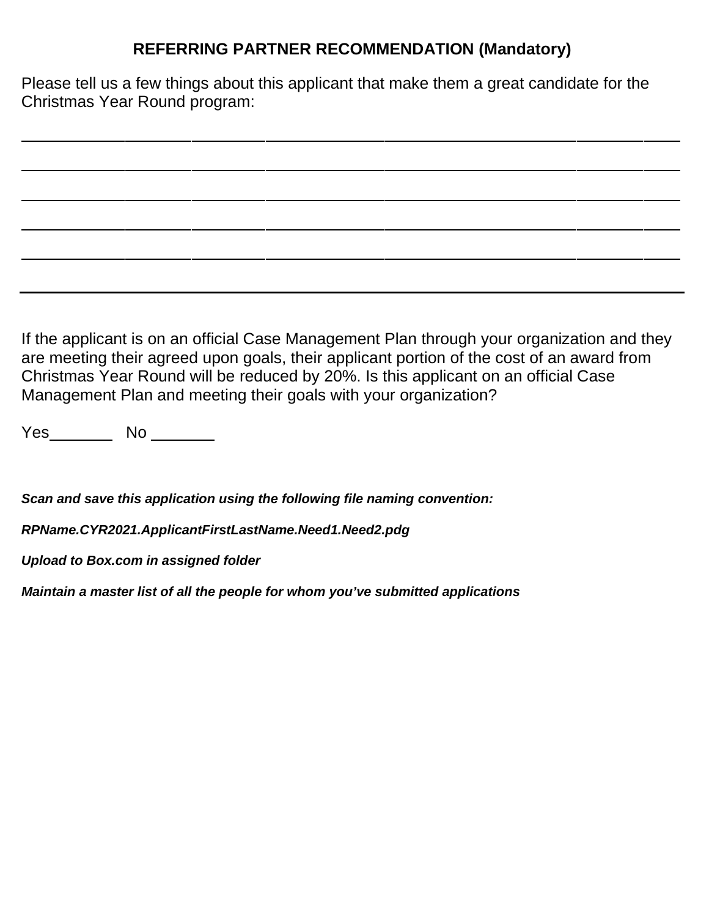## REFERRING PARTNER RECOMMENDATION (Mandatory)

Please tell us a few things about this applicant that make them a great candidate for the Christmas Year Round program:

\_\_\_\_\_\_\_\_\_\_\_\_\_\_\_\_\_\_\_\_\_\_\_\_\_\_\_\_\_\_\_\_\_\_\_\_\_\_\_\_\_\_\_\_\_\_\_\_\_\_\_\_\_\_\_\_\_\_\_\_\_\_\_\_\_\_\_\_\_\_\_\_

\_\_\_\_\_\_\_\_\_\_\_\_\_\_\_\_\_\_\_\_\_\_\_\_\_\_\_\_\_\_\_\_\_\_\_\_\_\_\_\_\_\_\_\_\_\_\_\_\_\_\_\_\_\_\_\_\_\_\_\_\_\_\_\_\_\_\_\_\_\_\_\_

\_\_\_\_\_\_\_\_\_\_\_\_\_\_\_\_\_\_\_\_\_\_\_\_\_\_\_\_\_\_\_\_\_\_\_\_\_\_\_\_\_\_\_\_\_\_\_\_\_\_\_\_\_\_\_\_\_\_\_\_\_\_\_\_\_\_\_\_\_\_\_\_

\_\_\_\_\_\_\_\_\_\_\_\_\_\_\_\_\_\_\_\_\_\_\_\_\_\_\_\_\_\_\_\_\_\_\_\_\_\_\_\_\_\_\_\_\_\_\_\_\_\_\_\_\_\_\_\_\_\_\_\_\_\_\_\_\_\_\_\_\_\_\_\_

\_\_\_\_\_\_\_\_\_\_\_\_\_\_\_\_\_\_\_\_\_\_\_\_\_\_\_\_\_\_\_\_\_\_\_\_\_\_\_\_\_\_\_\_\_\_\_\_\_\_\_\_\_\_\_\_\_\_\_\_\_\_\_\_\_\_\_\_\_\_\_\_

\_\_\_\_\_\_\_\_\_\_\_\_\_\_\_\_\_\_\_\_\_\_\_\_\_\_\_\_\_\_\_\_\_\_\_\_\_\_\_\_\_\_\_\_\_\_\_\_\_\_\_\_\_\_\_\_\_\_\_\_\_\_\_\_\_\_\_\_\_\_\_\_

If the applicant is on an official Case Management Plan through your organization and they are meeting their agreed upon goals, their applicant portion of the cost of an award from Christmas Year Round will be reduced by 20%. Is this applicant on an official Case Management Plan and meeting their goals with your organization?

Yes\_\_\_\_\_\_\_\_ No \_\_\_\_\_\_\_\_

***Scan and save this application using the following file naming convention:***

***RPName.CYR2021.ApplicantFirstLastName.Need1.Need2.pdg***

***Upload to Box.com in assigned folder***

***Maintain a master list of all the people for whom you've submitted applications***